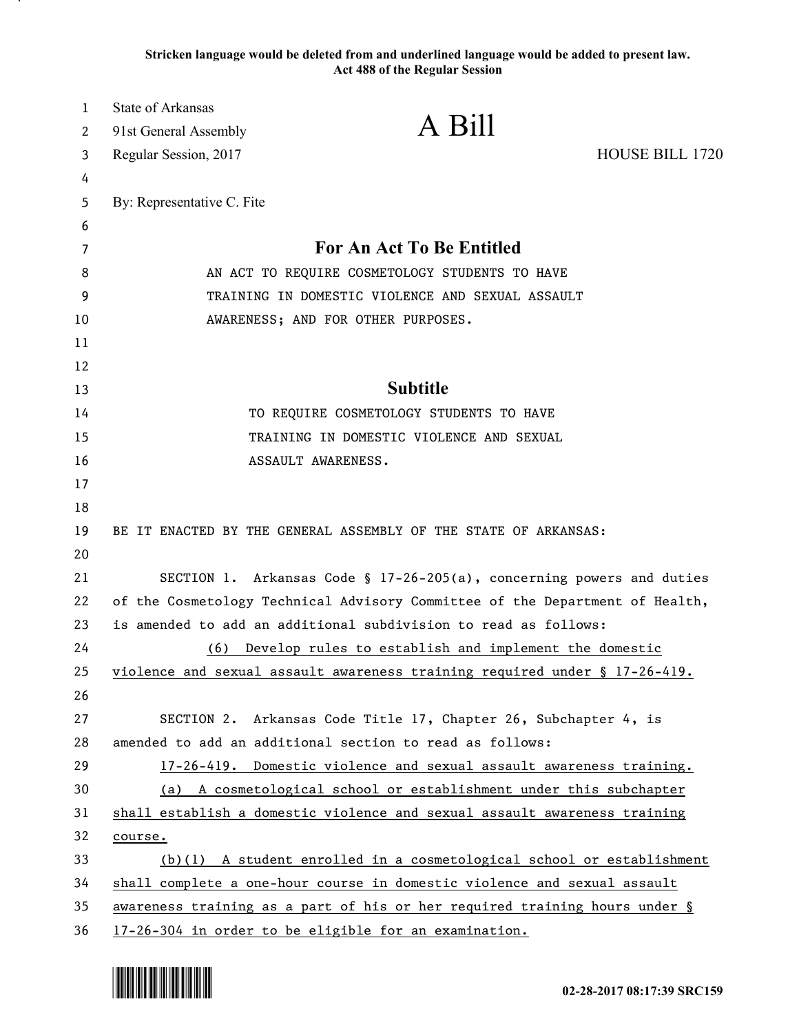**Stricken language would be deleted from and underlined language would be added to present law.**
**Act 488 of the Regular Session**

State of Arkansas
91st General Assembly
Regular Session, 2017

# A Bill

HOUSE BILL 1720

By: Representative C. Fite

## For An Act To Be Entitled

AN ACT TO REQUIRE COSMETOLOGY STUDENTS TO HAVE TRAINING IN DOMESTIC VIOLENCE AND SEXUAL ASSAULT AWARENESS; AND FOR OTHER PURPOSES.

## Subtitle

TO REQUIRE COSMETOLOGY STUDENTS TO HAVE TRAINING IN DOMESTIC VIOLENCE AND SEXUAL ASSAULT AWARENESS.

BE IT ENACTED BY THE GENERAL ASSEMBLY OF THE STATE OF ARKANSAS:

SECTION 1. Arkansas Code § 17-26-205(a), concerning powers and duties of the Cosmetology Technical Advisory Committee of the Department of Health, is amended to add an additional subdivision to read as follows:

<u>(6) Develop rules to establish and implement the domestic violence and sexual assault awareness training required under § 17-26-419.</u>

SECTION 2. Arkansas Code Title 17, Chapter 26, Subchapter 4, is amended to add an additional section to read as follows:

<u>17-26-419. Domestic violence and sexual assault awareness training.</u>

<u>(a) A cosmetological school or establishment under this subchapter shall establish a domestic violence and sexual assault awareness training course.</u>

<u>(b)(1) A student enrolled in a cosmetological school or establishment shall complete a one-hour course in domestic violence and sexual assault awareness training as a part of his or her required training hours under § 17-26-304 in order to be eligible for an examination.</u>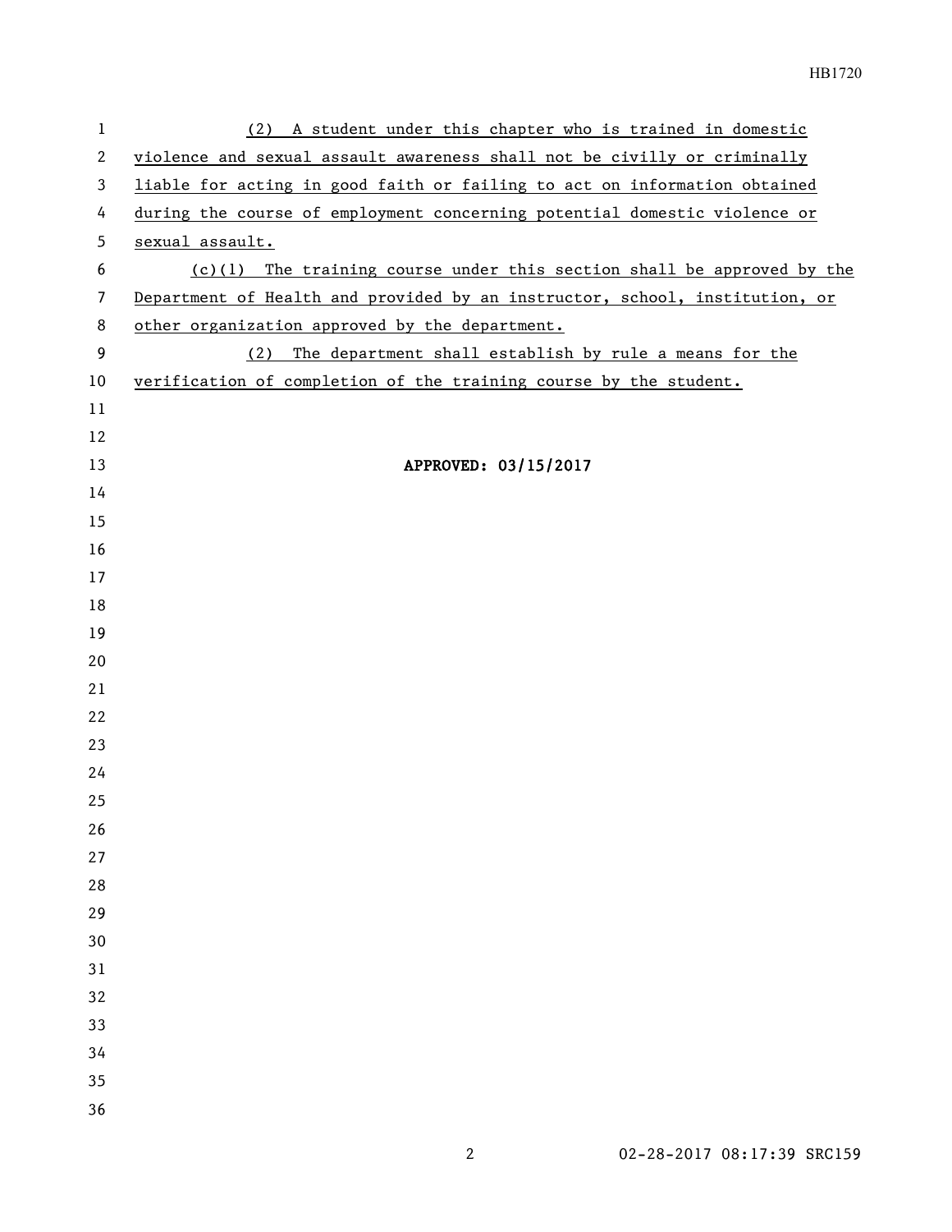(2) A student under this chapter who is trained in domestic violence and sexual assault awareness shall not be civilly or criminally liable for acting in good faith or failing to act on information obtained during the course of employment concerning potential domestic violence or sexual assault.

(c)(1) The training course under this section shall be approved by the Department of Health and provided by an instructor, school, institution, or other organization approved by the department.

(2) The department shall establish by rule a means for the verification of completion of the training course by the student.

**APPROVED: 03/15/2017**